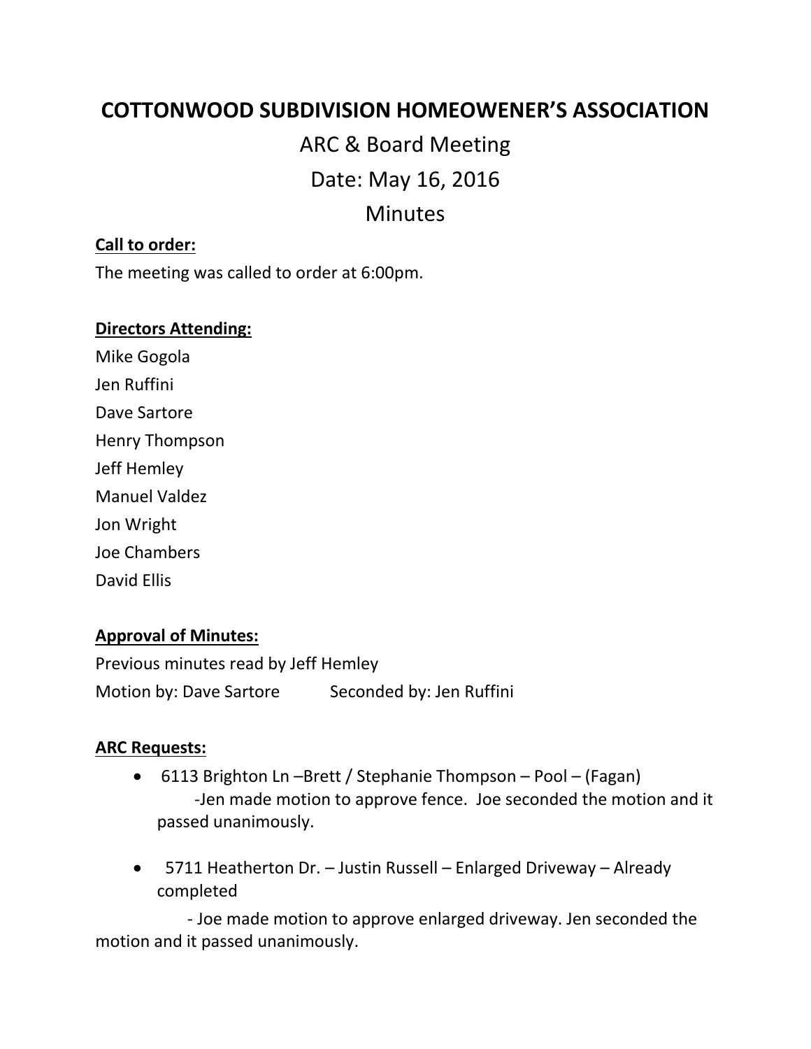# COTTONWOOD SUBDIVISION HOMEOWENER'S ASSOCIATION

## ARC & Board Meeting

## Date: May 16, 2016

## Minutes

**Call to order:**

The meeting was called to order at 6:00pm.

**Directors Attending:**

Mike Gogola

Jen Ruffini

Dave Sartore

Henry Thompson

Jeff Hemley

Manuel Valdez

Jon Wright

Joe Chambers

David Ellis

**Approval of Minutes:**

Previous minutes read by Jeff Hemley

Motion by: Dave Sartore Seconded by: Jen Ruffini

**ARC Requests:**

- 6113 Brighton Ln –Brett / Stephanie Thompson – Pool – (Fagan)
  -Jen made motion to approve fence. Joe seconded the motion and it passed unanimously.

- 5711 Heatherton Dr. – Justin Russell – Enlarged Driveway – Already completed

  - Joe made motion to approve enlarged driveway. Jen seconded the motion and it passed unanimously.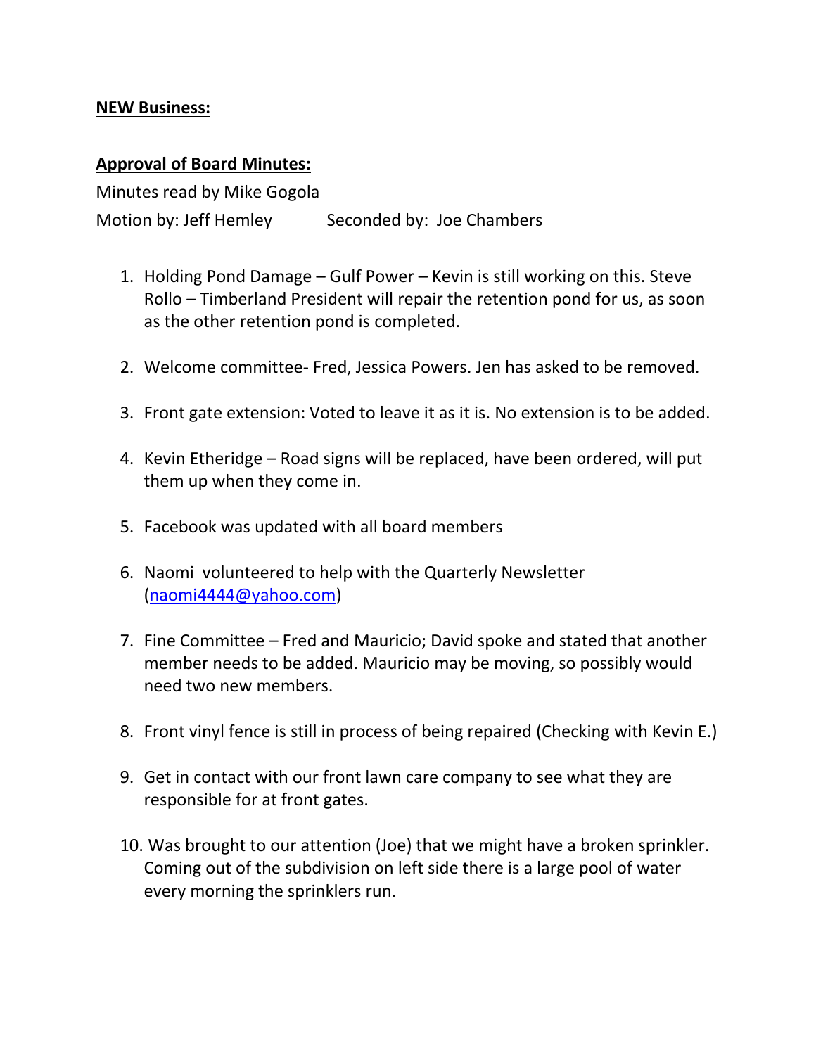**NEW Business:**

**Approval of Board Minutes:**

Minutes read by Mike Gogola

Motion by: Jeff Hemley Seconded by: Joe Chambers

1. Holding Pond Damage – Gulf Power – Kevin is still working on this. Steve Rollo – Timberland President will repair the retention pond for us, as soon as the other retention pond is completed.

2. Welcome committee- Fred, Jessica Powers. Jen has asked to be removed.

3. Front gate extension: Voted to leave it as it is. No extension is to be added.

4. Kevin Etheridge – Road signs will be replaced, have been ordered, will put them up when they come in.

5. Facebook was updated with all board members

6. Naomi volunteered to help with the Quarterly Newsletter (naomi4444@yahoo.com)

7. Fine Committee – Fred and Mauricio; David spoke and stated that another member needs to be added. Mauricio may be moving, so possibly would need two new members.

8. Front vinyl fence is still in process of being repaired (Checking with Kevin E.)

9. Get in contact with our front lawn care company to see what they are responsible for at front gates.

10. Was brought to our attention (Joe) that we might have a broken sprinkler. Coming out of the subdivision on left side there is a large pool of water every morning the sprinklers run.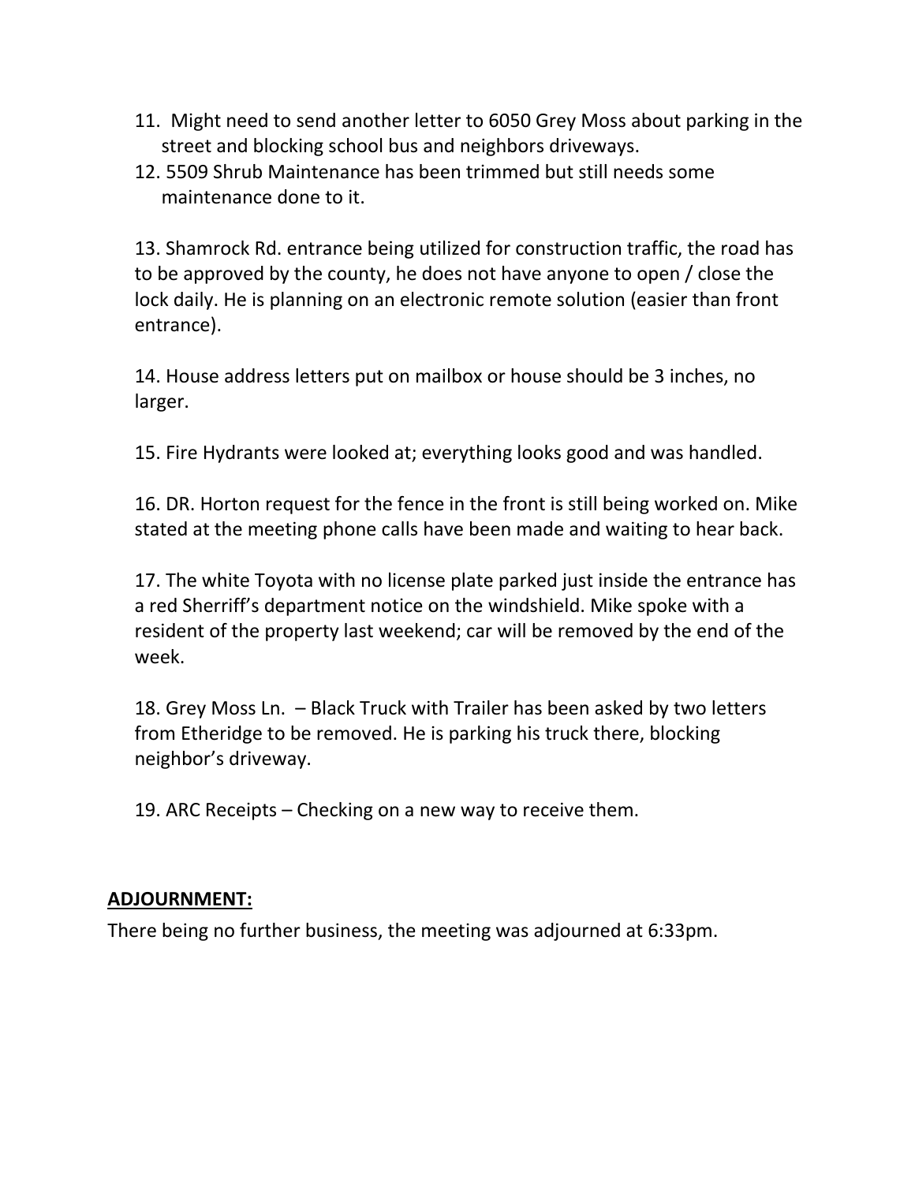11. Might need to send another letter to 6050 Grey Moss about parking in the street and blocking school bus and neighbors driveways.
12. 5509 Shrub Maintenance has been trimmed but still needs some maintenance done to it.

13. Shamrock Rd. entrance being utilized for construction traffic, the road has to be approved by the county, he does not have anyone to open / close the lock daily. He is planning on an electronic remote solution (easier than front entrance).

14. House address letters put on mailbox or house should be 3 inches, no larger.

15. Fire Hydrants were looked at; everything looks good and was handled.

16. DR. Horton request for the fence in the front is still being worked on. Mike stated at the meeting phone calls have been made and waiting to hear back.

17. The white Toyota with no license plate parked just inside the entrance has a red Sherriff's department notice on the windshield. Mike spoke with a resident of the property last weekend; car will be removed by the end of the week.

18. Grey Moss Ln. – Black Truck with Trailer has been asked by two letters from Etheridge to be removed. He is parking his truck there, blocking neighbor's driveway.

19. ARC Receipts – Checking on a new way to receive them.

**ADJOURNMENT:**

There being no further business, the meeting was adjourned at 6:33pm.